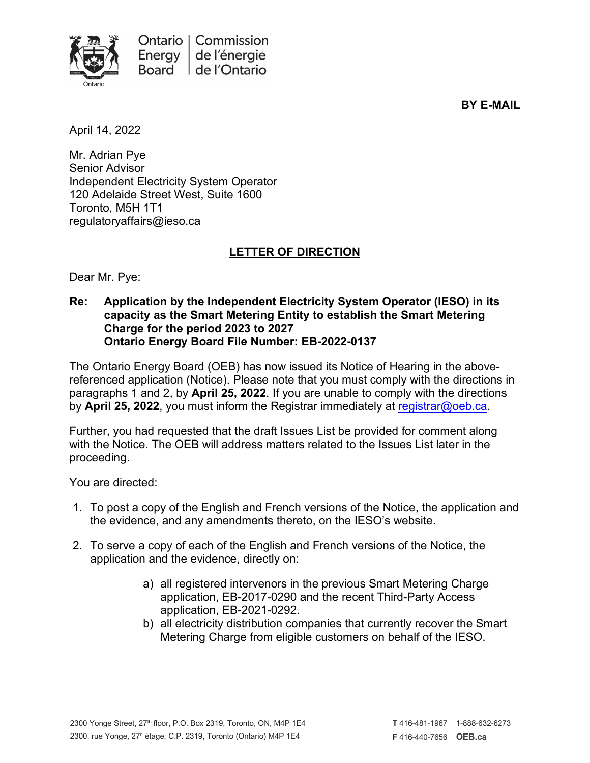Ontario Energy Board | Commission de l'énergie de l'Ontario

**BY E-MAIL**

April 14, 2022

Mr. Adrian Pye
Senior Advisor
Independent Electricity System Operator
120 Adelaide Street West, Suite 1600
Toronto, M5H 1T1
regulatoryaffairs@ieso.ca

## LETTER OF DIRECTION

Dear Mr. Pye:

**Re: Application by the Independent Electricity System Operator (IESO) in its capacity as the Smart Metering Entity to establish the Smart Metering Charge for the period 2023 to 2027**
**Ontario Energy Board File Number: EB-2022-0137**

The Ontario Energy Board (OEB) has now issued its Notice of Hearing in the above-referenced application (Notice). Please note that you must comply with the directions in paragraphs 1 and 2, by **April 25, 2022**. If you are unable to comply with the directions by **April 25, 2022**, you must inform the Registrar immediately at registrar@oeb.ca.

Further, you had requested that the draft Issues List be provided for comment along with the Notice. The OEB will address matters related to the Issues List later in the proceeding.

You are directed:

1. To post a copy of the English and French versions of the Notice, the application and the evidence, and any amendments thereto, on the IESO's website.

2. To serve a copy of each of the English and French versions of the Notice, the application and the evidence, directly on:

   a) all registered intervenors in the previous Smart Metering Charge application, EB-2017-0290 and the recent Third-Party Access application, EB-2021-0292.
   b) all electricity distribution companies that currently recover the Smart Metering Charge from eligible customers on behalf of the IESO.

2300 Yonge Street, 27th floor, P.O. Box 2319, Toronto, ON, M4P 1E4
2300, rue Yonge, 27e étage, C.P. 2319, Toronto (Ontario) M4P 1E4

T 416-481-1967 1-888-632-6273
F 416-440-7656 OEB.ca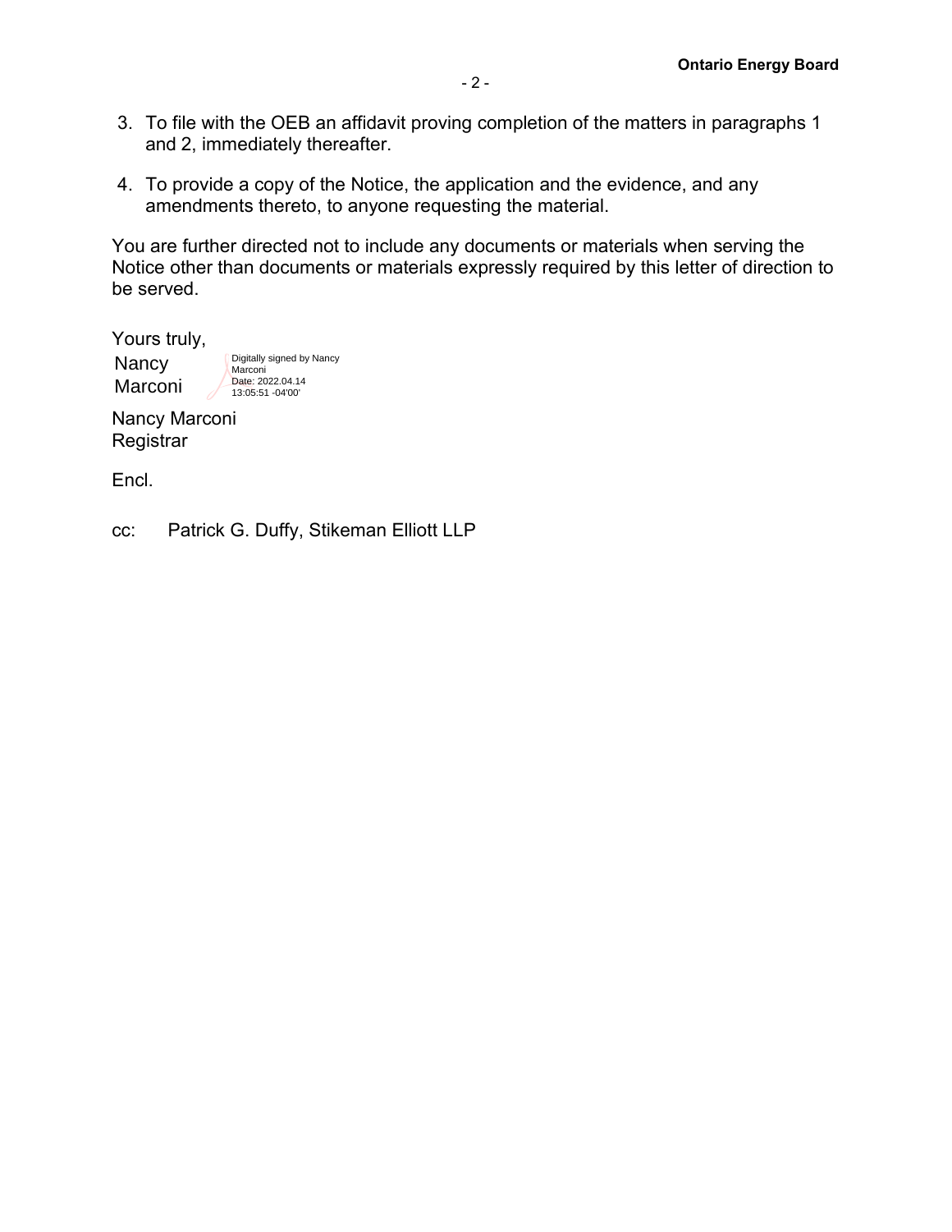3. To file with the OEB an affidavit proving completion of the matters in paragraphs 1 and 2, immediately thereafter.

4. To provide a copy of the Notice, the application and the evidence, and any amendments thereto, to anyone requesting the material.

You are further directed not to include any documents or materials when serving the Notice other than documents or materials expressly required by this letter of direction to be served.

Yours truly,

Nancy Marconi

Digitally signed by Nancy Marconi
Date: 2022.04.14 13:05:51 -04'00'

Nancy Marconi
Registrar

Encl.

cc: Patrick G. Duffy, Stikeman Elliott LLP